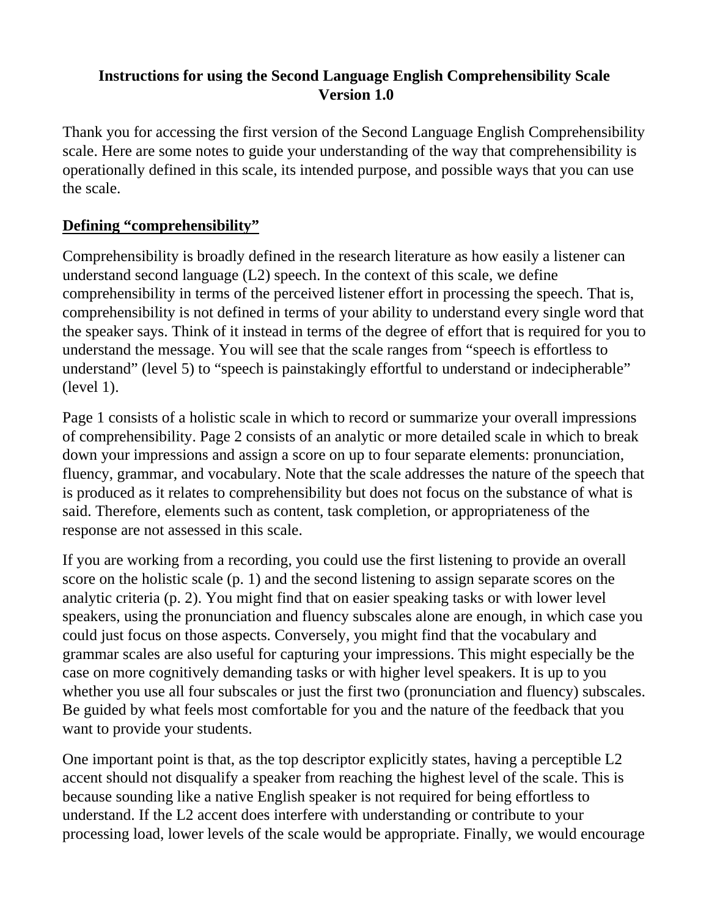# Instructions for using the Second Language English Comprehensibility Scale Version 1.0

Thank you for accessing the first version of the Second Language English Comprehensibility scale. Here are some notes to guide your understanding of the way that comprehensibility is operationally defined in this scale, its intended purpose, and possible ways that you can use the scale.

## Defining "comprehensibility"

Comprehensibility is broadly defined in the research literature as how easily a listener can understand second language (L2) speech. In the context of this scale, we define comprehensibility in terms of the perceived listener effort in processing the speech. That is, comprehensibility is not defined in terms of your ability to understand every single word that the speaker says. Think of it instead in terms of the degree of effort that is required for you to understand the message. You will see that the scale ranges from "speech is effortless to understand" (level 5) to "speech is painstakingly effortful to understand or indecipherable" (level 1).

Page 1 consists of a holistic scale in which to record or summarize your overall impressions of comprehensibility. Page 2 consists of an analytic or more detailed scale in which to break down your impressions and assign a score on up to four separate elements: pronunciation, fluency, grammar, and vocabulary. Note that the scale addresses the nature of the speech that is produced as it relates to comprehensibility but does not focus on the substance of what is said. Therefore, elements such as content, task completion, or appropriateness of the response are not assessed in this scale.

If you are working from a recording, you could use the first listening to provide an overall score on the holistic scale (p. 1) and the second listening to assign separate scores on the analytic criteria (p. 2). You might find that on easier speaking tasks or with lower level speakers, using the pronunciation and fluency subscales alone are enough, in which case you could just focus on those aspects. Conversely, you might find that the vocabulary and grammar scales are also useful for capturing your impressions. This might especially be the case on more cognitively demanding tasks or with higher level speakers. It is up to you whether you use all four subscales or just the first two (pronunciation and fluency) subscales. Be guided by what feels most comfortable for you and the nature of the feedback that you want to provide your students.

One important point is that, as the top descriptor explicitly states, having a perceptible L2 accent should not disqualify a speaker from reaching the highest level of the scale. This is because sounding like a native English speaker is not required for being effortless to understand. If the L2 accent does interfere with understanding or contribute to your processing load, lower levels of the scale would be appropriate. Finally, we would encourage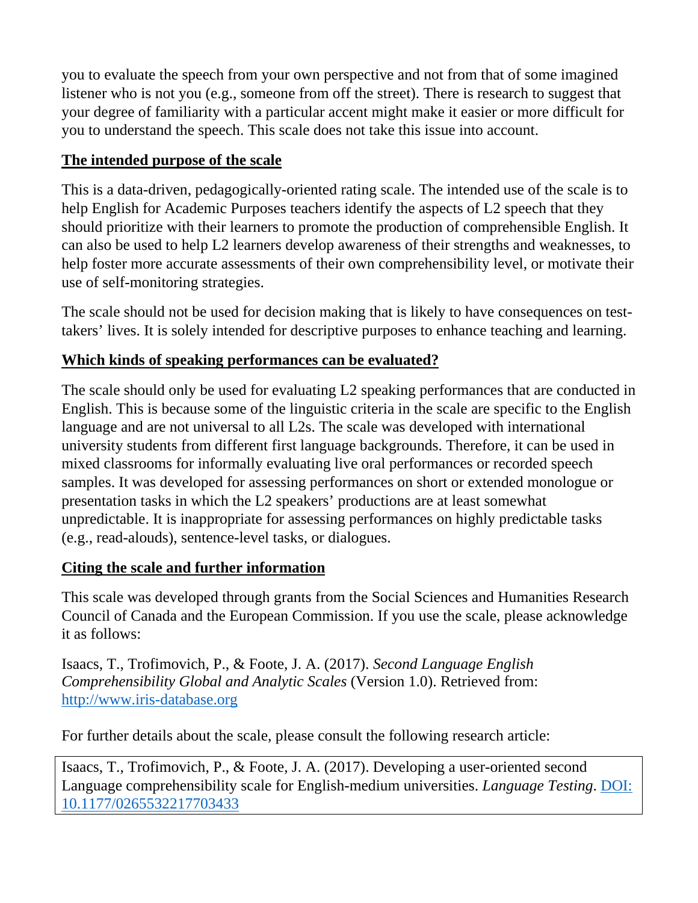you to evaluate the speech from your own perspective and not from that of some imagined listener who is not you (e.g., someone from off the street). There is research to suggest that your degree of familiarity with a particular accent might make it easier or more difficult for you to understand the speech. This scale does not take this issue into account.

## The intended purpose of the scale

This is a data-driven, pedagogically-oriented rating scale. The intended use of the scale is to help English for Academic Purposes teachers identify the aspects of L2 speech that they should prioritize with their learners to promote the production of comprehensible English. It can also be used to help L2 learners develop awareness of their strengths and weaknesses, to help foster more accurate assessments of their own comprehensibility level, or motivate their use of self-monitoring strategies.

The scale should not be used for decision making that is likely to have consequences on test-takers' lives. It is solely intended for descriptive purposes to enhance teaching and learning.

## Which kinds of speaking performances can be evaluated?

The scale should only be used for evaluating L2 speaking performances that are conducted in English. This is because some of the linguistic criteria in the scale are specific to the English language and are not universal to all L2s. The scale was developed with international university students from different first language backgrounds. Therefore, it can be used in mixed classrooms for informally evaluating live oral performances or recorded speech samples. It was developed for assessing performances on short or extended monologue or presentation tasks in which the L2 speakers' productions are at least somewhat unpredictable. It is inappropriate for assessing performances on highly predictable tasks (e.g., read-alouds), sentence-level tasks, or dialogues.

## Citing the scale and further information

This scale was developed through grants from the Social Sciences and Humanities Research Council of Canada and the European Commission. If you use the scale, please acknowledge it as follows:

Isaacs, T., Trofimovich, P., & Foote, J. A. (2017). *Second Language English Comprehensibility Global and Analytic Scales* (Version 1.0). Retrieved from: http://www.iris-database.org

For further details about the scale, please consult the following research article:

Isaacs, T., Trofimovich, P., & Foote, J. A. (2017). Developing a user-oriented second Language comprehensibility scale for English-medium universities. *Language Testing*. DOI: 10.1177/0265532217703433